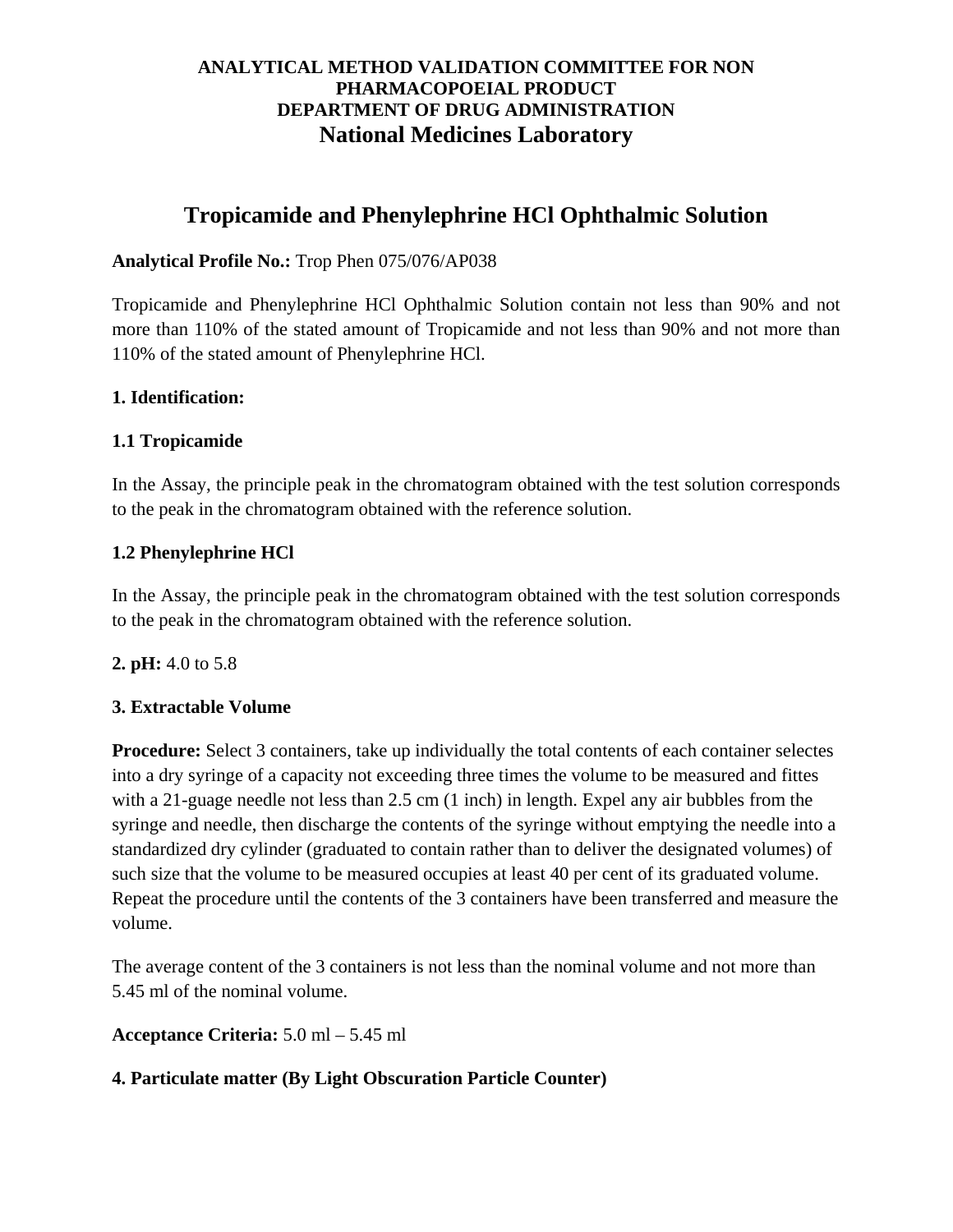**ANALYTICAL METHOD VALIDATION COMMITTEE FOR NON PHARMACOPOEIAL PRODUCT**
**DEPARTMENT OF DRUG ADMINISTRATION**
**National Medicines Laboratory**

# Tropicamide and Phenylephrine HCl Ophthalmic Solution

**Analytical Profile No.:** Trop Phen 075/076/AP038

Tropicamide and Phenylephrine HCl Ophthalmic Solution contain not less than 90% and not more than 110% of the stated amount of Tropicamide and not less than 90% and not more than 110% of the stated amount of Phenylephrine HCl.

**1. Identification:**

**1.1 Tropicamide**

In the Assay, the principle peak in the chromatogram obtained with the test solution corresponds to the peak in the chromatogram obtained with the reference solution.

**1.2 Phenylephrine HCl**

In the Assay, the principle peak in the chromatogram obtained with the test solution corresponds to the peak in the chromatogram obtained with the reference solution.

**2. pH:** 4.0 to 5.8

**3. Extractable Volume**

**Procedure:** Select 3 containers, take up individually the total contents of each container selectes into a dry syringe of a capacity not exceeding three times the volume to be measured and fittes with a 21-guage needle not less than 2.5 cm (1 inch) in length. Expel any air bubbles from the syringe and needle, then discharge the contents of the syringe without emptying the needle into a standardized dry cylinder (graduated to contain rather than to deliver the designated volumes) of such size that the volume to be measured occupies at least 40 per cent of its graduated volume. Repeat the procedure until the contents of the 3 containers have been transferred and measure the volume.

The average content of the 3 containers is not less than the nominal volume and not more than 5.45 ml of the nominal volume.

**Acceptance Criteria:** 5.0 ml – 5.45 ml

**4. Particulate matter (By Light Obscuration Particle Counter)**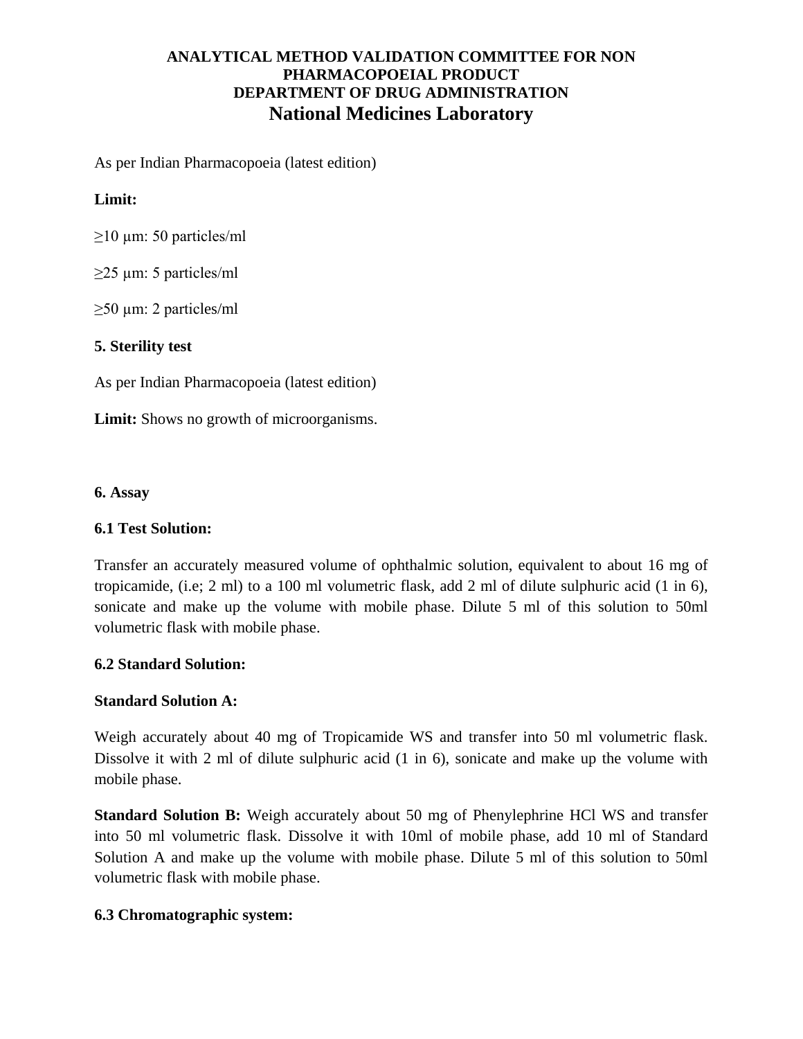As per Indian Pharmacopoeia (latest edition)

**Limit:**

≥10 µm: 50 particles/ml

≥25 µm: 5 particles/ml

≥50 µm: 2 particles/ml

**5. Sterility test**

As per Indian Pharmacopoeia (latest edition)

**Limit:** Shows no growth of microorganisms.

**6. Assay**

**6.1 Test Solution:**

Transfer an accurately measured volume of ophthalmic solution, equivalent to about 16 mg of tropicamide, (i.e; 2 ml) to a 100 ml volumetric flask, add 2 ml of dilute sulphuric acid (1 in 6), sonicate and make up the volume with mobile phase. Dilute 5 ml of this solution to 50ml volumetric flask with mobile phase.

**6.2 Standard Solution:**

**Standard Solution A:**

Weigh accurately about 40 mg of Tropicamide WS and transfer into 50 ml volumetric flask. Dissolve it with 2 ml of dilute sulphuric acid (1 in 6), sonicate and make up the volume with mobile phase.

**Standard Solution B:** Weigh accurately about 50 mg of Phenylephrine HCl WS and transfer into 50 ml volumetric flask. Dissolve it with 10ml of mobile phase, add 10 ml of Standard Solution A and make up the volume with mobile phase. Dilute 5 ml of this solution to 50ml volumetric flask with mobile phase.

**6.3 Chromatographic system:**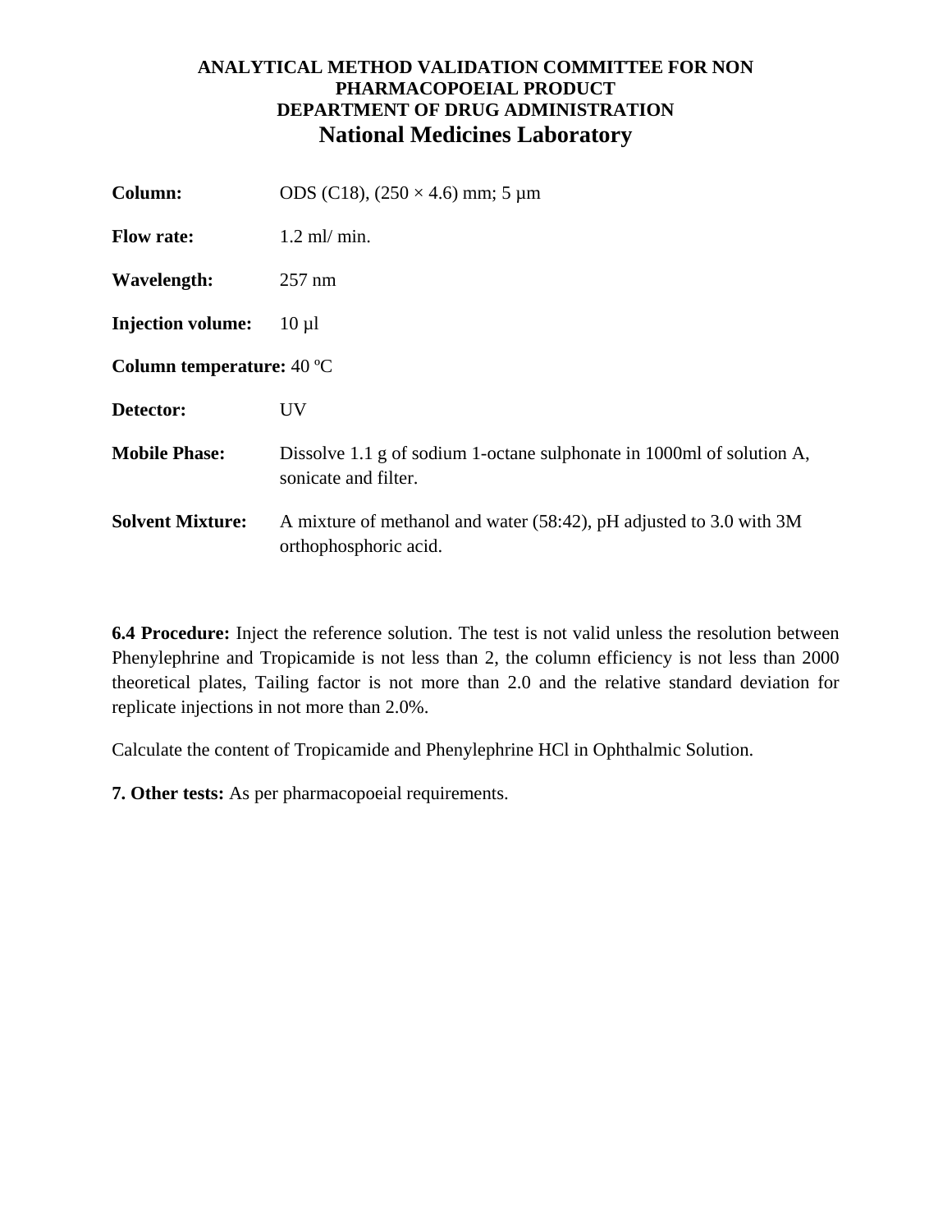**ANALYTICAL METHOD VALIDATION COMMITTEE FOR NON PHARMACOPOEIAL PRODUCT**
**DEPARTMENT OF DRUG ADMINISTRATION**
## National Medicines Laboratory

**Column:** ODS (C18), (250 × 4.6) mm; 5 µm

**Flow rate:** 1.2 ml/ min.

**Wavelength:** 257 nm

**Injection volume:** 10 µl

**Column temperature:** 40 ºC

**Detector:** UV

**Mobile Phase:** Dissolve 1.1 g of sodium 1-octane sulphonate in 1000ml of solution A, sonicate and filter.

**Solvent Mixture:** A mixture of methanol and water (58:42), pH adjusted to 3.0 with 3M orthophosphoric acid.

**6.4 Procedure:** Inject the reference solution. The test is not valid unless the resolution between Phenylephrine and Tropicamide is not less than 2, the column efficiency is not less than 2000 theoretical plates, Tailing factor is not more than 2.0 and the relative standard deviation for replicate injections in not more than 2.0%.

Calculate the content of Tropicamide and Phenylephrine HCl in Ophthalmic Solution.

**7. Other tests:** As per pharmacopoeial requirements.